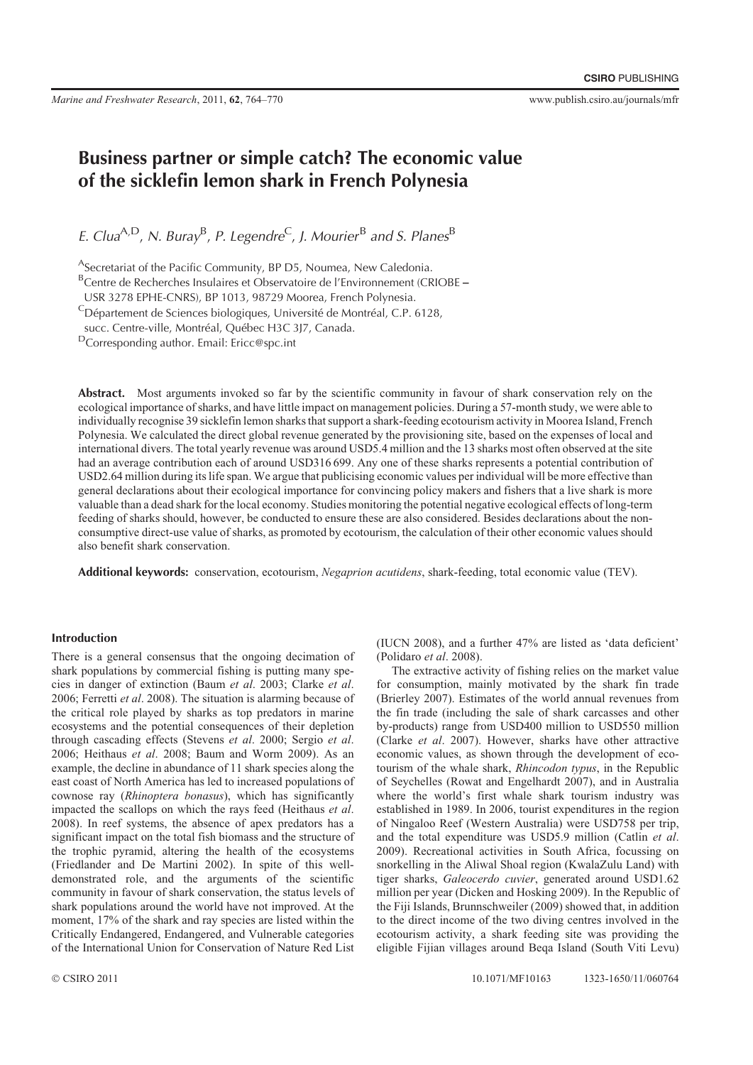# Business partner or simple catch? The economic value of the sicklefin lemon shark in French Polynesia

*E. Clua*[A,D], *N. Buray*[B], *P. Legendre*[C], *J. Mourier*[B] *and S. Planes*[B]

[A]Secretariat of the Pacific Community, BP D5, Noumea, New Caledonia.
[B]Centre de Recherches Insulaires et Observatoire de l'Environnement (CRIOBE – USR 3278 EPHE-CNRS), BP 1013, 98729 Moorea, French Polynesia.
[C]Département de Sciences biologiques, Université de Montréal, C.P. 6128, succ. Centre-ville, Montréal, Québec H3C 3J7, Canada.
[D]Corresponding author. Email: Ericc@spc.int

**Abstract.** Most arguments invoked so far by the scientific community in favour of shark conservation rely on the ecological importance of sharks, and have little impact on management policies. During a 57-month study, we were able to individually recognise 39 sicklefin lemon sharks that support a shark-feeding ecotourism activity in Moorea Island, French Polynesia. We calculated the direct global revenue generated by the provisioning site, based on the expenses of local and international divers. The total yearly revenue was around USD5.4 million and the 13 sharks most often observed at the site had an average contribution each of around USD316 699. Any one of these sharks represents a potential contribution of USD2.64 million during its life span. We argue that publicising economic values per individual will be more effective than general declarations about their ecological importance for convincing policy makers and fishers that a live shark is more valuable than a dead shark for the local economy. Studies monitoring the potential negative ecological effects of long-term feeding of sharks should, however, be conducted to ensure these are also considered. Besides declarations about the non-consumptive direct-use value of sharks, as promoted by ecotourism, the calculation of their other economic values should also benefit shark conservation.

**Additional keywords:** conservation, ecotourism, *Negaprion acutidens*, shark-feeding, total economic value (TEV).

## Introduction

There is a general consensus that the ongoing decimation of shark populations by commercial fishing is putting many species in danger of extinction (Baum *et al*. 2003; Clarke *et al*. 2006; Ferretti *et al*. 2008). The situation is alarming because of the critical role played by sharks as top predators in marine ecosystems and the potential consequences of their depletion through cascading effects (Stevens *et al*. 2000; Sergio *et al*. 2006; Heithaus *et al*. 2008; Baum and Worm 2009). As an example, the decline in abundance of 11 shark species along the east coast of North America has led to increased populations of cownose ray (*Rhinoptera bonasus*), which has significantly impacted the scallops on which the rays feed (Heithaus *et al*. 2008). In reef systems, the absence of apex predators has a significant impact on the total fish biomass and the structure of the trophic pyramid, altering the health of the ecosystems (Friedlander and De Martini 2002). In spite of this well-demonstrated role, and the arguments of the scientific community in favour of shark conservation, the status levels of shark populations around the world have not improved. At the moment, 17% of the shark and ray species are listed within the Critically Endangered, Endangered, and Vulnerable categories of the International Union for Conservation of Nature Red List (IUCN 2008), and a further 47% are listed as 'data deficient' (Polidaro *et al*. 2008).

The extractive activity of fishing relies on the market value for consumption, mainly motivated by the shark fin trade (Brierley 2007). Estimates of the world annual revenues from the fin trade (including the sale of shark carcasses and other by-products) range from USD400 million to USD550 million (Clarke *et al*. 2007). However, sharks have other attractive economic values, as shown through the development of ecotourism of the whale shark, *Rhincodon typus*, in the Republic of Seychelles (Rowat and Engelhardt 2007), and in Australia where the world's first whale shark tourism industry was established in 1989. In 2006, tourist expenditures in the region of Ningaloo Reef (Western Australia) were USD758 per trip, and the total expenditure was USD5.9 million (Catlin *et al*. 2009). Recreational activities in South Africa, focussing on snorkelling in the Aliwal Shoal region (KwalaZulu Land) with tiger sharks, *Galeocerdo cuvier*, generated around USD1.62 million per year (Dicken and Hosking 2009). In the Republic of the Fiji Islands, Brunnschweiler (2009) showed that, in addition to the direct income of the two diving centres involved in the ecotourism activity, a shark feeding site was providing the eligible Fijian villages around Beqa Island (South Viti Levu)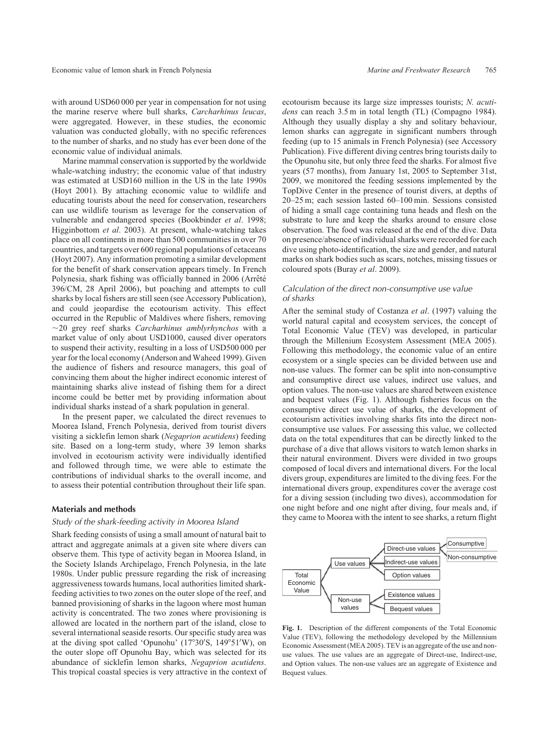with around USD60 000 per year in compensation for not using the marine reserve where bull sharks, *Carcharhinus leucas*, were aggregated. However, in these studies, the economic valuation was conducted globally, with no specific references to the number of sharks, and no study has ever been done of the economic value of individual animals.

Marine mammal conservation is supported by the worldwide whale-watching industry; the economic value of that industry was estimated at USD160 million in the US in the late 1990s (Hoyt 2001). By attaching economic value to wildlife and educating tourists about the need for conservation, researchers can use wildlife tourism as leverage for the conservation of vulnerable and endangered species (Bookbinder *et al*. 1998; Higginbottom *et al*. 2003). At present, whale-watching takes place on all continents in more than 500 communities in over 70 countries, and targets over 600 regional populations of cetaceans (Hoyt 2007). Any information promoting a similar development for the benefit of shark conservation appears timely. In French Polynesia, shark fishing was officially banned in 2006 (Arrêté 396/CM, 28 April 2006), but poaching and attempts to cull sharks by local fishers are still seen (see Accessory Publication), and could jeopardise the ecotourism activity. This effect occurred in the Republic of Maldives where fishers, removing ~20 grey reef sharks *Carcharhinus amblyrhynchos* with a market value of only about USD1000, caused diver operators to suspend their activity, resulting in a loss of USD500 000 per year for the local economy (Anderson and Waheed 1999). Given the audience of fishers and resource managers, this goal of convincing them about the higher indirect economic interest of maintaining sharks alive instead of fishing them for a direct income could be better met by providing information about individual sharks instead of a shark population in general.

In the present paper, we calculated the direct revenues to Moorea Island, French Polynesia, derived from tourist divers visiting a sicklefin lemon shark (*Negaprion acutidens*) feeding site. Based on a long-term study, where 39 lemon sharks involved in ecotourism activity were individually identified and followed through time, we were able to estimate the contributions of individual sharks to the overall income, and to assess their potential contribution throughout their life span.

## Materials and methods

### *Study of the shark-feeding activity in Moorea Island*

Shark feeding consists of using a small amount of natural bait to attract and aggregate animals at a given site where divers can observe them. This type of activity began in Moorea Island, in the Society Islands Archipelago, French Polynesia, in the late 1980s. Under public pressure regarding the risk of increasing aggressiveness towards humans, local authorities limited shark-feeding activities to two zones on the outer slope of the reef, and banned provisioning of sharks in the lagoon where most human activity is concentrated. The two zones where provisioning is allowed are located in the northern part of the island, close to several international seaside resorts. Our specific study area was at the diving spot called 'Opunohu' (17°30′S, 149°51′W), on the outer slope off Opunohu Bay, which was selected for its abundance of sicklefin lemon sharks, *Negaprion acutidens*. This tropical coastal species is very attractive in the context of ecotourism because its large size impresses tourists; *N. acutidens* can reach 3.5 m in total length (TL) (Compagno 1984). Although they usually display a shy and solitary behaviour, lemon sharks can aggregate in significant numbers through feeding (up to 15 animals in French Polynesia) (see Accessory Publication). Five different diving centres bring tourists daily to the Opunohu site, but only three feed the sharks. For almost five years (57 months), from January 1st, 2005 to September 31st, 2009, we monitored the feeding sessions implemented by the TopDive Center in the presence of tourist divers, at depths of 20–25 m; each session lasted 60–100 min. Sessions consisted of hiding a small cage containing tuna heads and flesh on the substrate to lure and keep the sharks around to ensure close observation. The food was released at the end of the dive. Data on presence/absence of individual sharks were recorded for each dive using photo-identification, the size and gender, and natural marks on shark bodies such as scars, notches, missing tissues or coloured spots (Buray *et al*. 2009).

### *Calculation of the direct non-consumptive use value of sharks*

After the seminal study of Costanza *et al*. (1997) valuing the world natural capital and ecosystem services, the concept of Total Economic Value (TEV) was developed, in particular through the Millenium Ecosystem Assessment (MEA 2005). Following this methodology, the economic value of an entire ecosystem or a single species can be divided between use and non-use values. The former can be split into non-consumptive and consumptive direct use values, indirect use values, and option values. The non-use values are shared between existence and bequest values (Fig. 1). Although fisheries focus on the consumptive direct use value of sharks, the development of ecotourism activities involving sharks fits into the direct non-consumptive use values. For assessing this value, we collected data on the total expenditures that can be directly linked to the purchase of a dive that allows visitors to watch lemon sharks in their natural environment. Divers were divided in two groups composed of local divers and international divers. For the local divers group, expenditures are limited to the diving fees. For the international divers group, expenditures cover the average cost for a diving session (including two dives), accommodation for one night before and one night after diving, four meals and, if they came to Moorea with the intent to see sharks, a return flight

**Fig. 1.** Description of the different components of the Total Economic Value (TEV), following the methodology developed by the Millennium Economic Assessment (MEA 2005). TEV is an aggregate of the use and non-use values. The use values are an aggregate of Direct-use, Indirect-use, and Option values. The non-use values are an aggregate of Existence and Bequest values.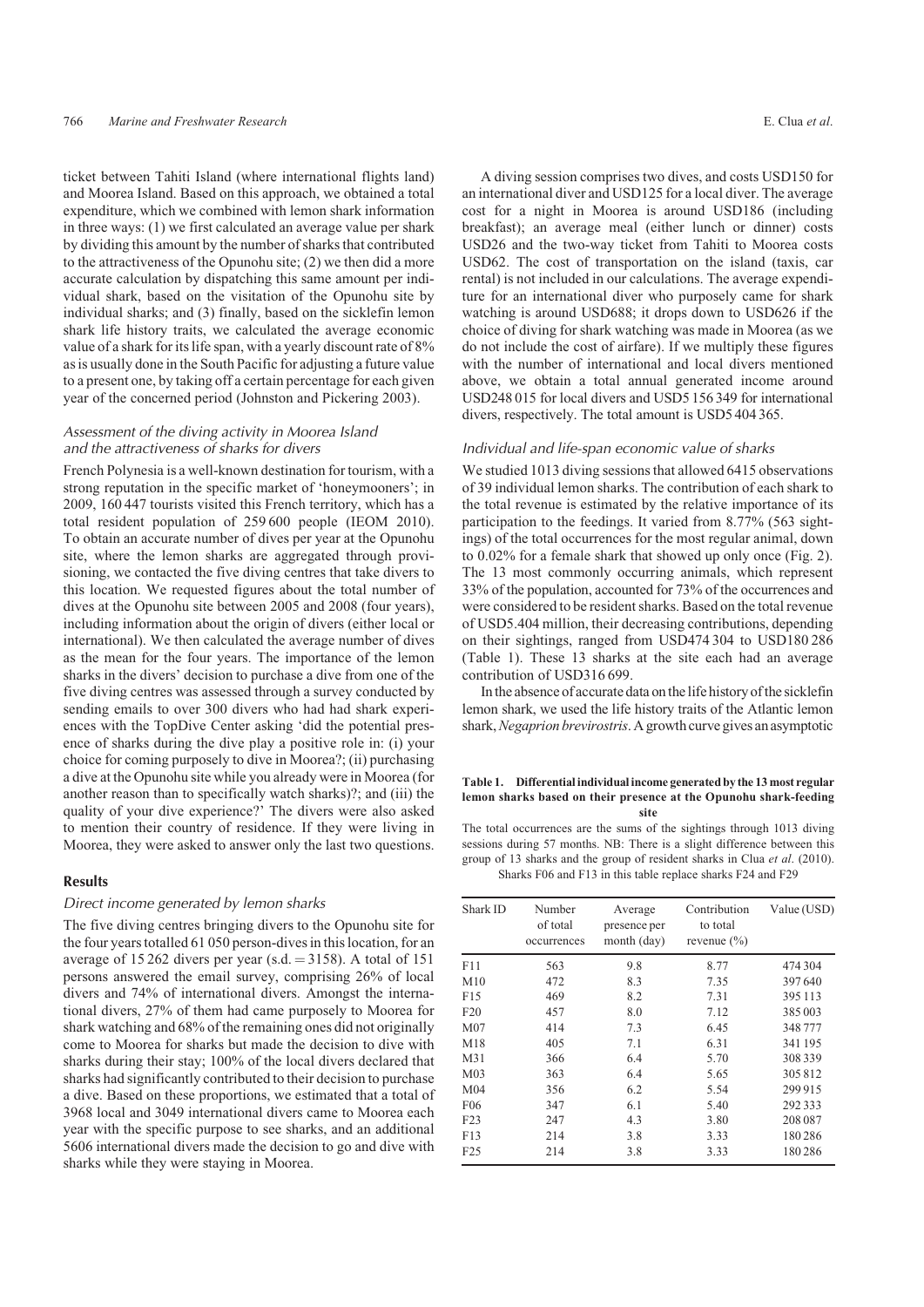ticket between Tahiti Island (where international flights land) and Moorea Island. Based on this approach, we obtained a total expenditure, which we combined with lemon shark information in three ways: (1) we first calculated an average value per shark by dividing this amount by the number of sharks that contributed to the attractiveness of the Opunohu site; (2) we then did a more accurate calculation by dispatching this same amount per individual shark, based on the visitation of the Opunohu site by individual sharks; and (3) finally, based on the sicklefin lemon shark life history traits, we calculated the average economic value of a shark for its life span, with a yearly discount rate of 8% as is usually done in the South Pacific for adjusting a future value to a present one, by taking off a certain percentage for each given year of the concerned period (Johnston and Pickering 2003).

### *Assessment of the diving activity in Moorea Island and the attractiveness of sharks for divers*

French Polynesia is a well-known destination for tourism, with a strong reputation in the specific market of 'honeymooners'; in 2009, 160 447 tourists visited this French territory, which has a total resident population of 259 600 people (IEOM 2010). To obtain an accurate number of dives per year at the Opunohu site, where the lemon sharks are aggregated through provisioning, we contacted the five diving centres that take divers to this location. We requested figures about the total number of dives at the Opunohu site between 2005 and 2008 (four years), including information about the origin of divers (either local or international). We then calculated the average number of dives as the mean for the four years. The importance of the lemon sharks in the divers' decision to purchase a dive from one of the five diving centres was assessed through a survey conducted by sending emails to over 300 divers who had had shark experiences with the TopDive Center asking 'did the potential presence of sharks during the dive play a positive role in: (i) your choice for coming purposely to dive in Moorea?; (ii) purchasing a dive at the Opunohu site while you already were in Moorea (for another reason than to specifically watch sharks)?; and (iii) the quality of your dive experience?' The divers were also asked to mention their country of residence. If they were living in Moorea, they were asked to answer only the last two questions.

## Results

### *Direct income generated by lemon sharks*

The five diving centres bringing divers to the Opunohu site for the four years totalled 61 050 person-dives in this location, for an average of 15 262 divers per year (s.d. = 3158). A total of 151 persons answered the email survey, comprising 26% of local divers and 74% of international divers. Amongst the international divers, 27% of them had came purposely to Moorea for shark watching and 68% of the remaining ones did not originally come to Moorea for sharks but made the decision to dive with sharks during their stay; 100% of the local divers declared that sharks had significantly contributed to their decision to purchase a dive. Based on these proportions, we estimated that a total of 3968 local and 3049 international divers came to Moorea each year with the specific purpose to see sharks, and an additional 5606 international divers made the decision to go and dive with sharks while they were staying in Moorea.

A diving session comprises two dives, and costs USD150 for an international diver and USD125 for a local diver. The average cost for a night in Moorea is around USD186 (including breakfast); an average meal (either lunch or dinner) costs USD26 and the two-way ticket from Tahiti to Moorea costs USD62. The cost of transportation on the island (taxis, car rental) is not included in our calculations. The average expenditure for an international diver who purposely came for shark watching is around USD688; it drops down to USD626 if the choice of diving for shark watching was made in Moorea (as we do not include the cost of airfare). If we multiply these figures with the number of international and local divers mentioned above, we obtain a total annual generated income around USD248 015 for local divers and USD5 156 349 for international divers, respectively. The total amount is USD5 404 365.

### *Individual and life-span economic value of sharks*

We studied 1013 diving sessions that allowed 6415 observations of 39 individual lemon sharks. The contribution of each shark to the total revenue is estimated by the relative importance of its participation to the feedings. It varied from 8.77% (563 sightings) of the total occurrences for the most regular animal, down to 0.02% for a female shark that showed up only once (Fig. 2). The 13 most commonly occurring animals, which represent 33% of the population, accounted for 73% of the occurrences and were considered to be resident sharks. Based on the total revenue of USD5.404 million, their decreasing contributions, depending on their sightings, ranged from USD474 304 to USD180 286 (Table 1). These 13 sharks at the site each had an average contribution of USD316 699.

In the absence of accurate data on the life history of the sicklefin lemon shark, we used the life history traits of the Atlantic lemon shark, *Negaprion brevirostris*. A growth curve gives an asymptotic

**Table 1. Differential individual income generated by the 13 most regular lemon sharks based on their presence at the Opunohu shark-feeding site**

The total occurrences are the sums of the sightings through 1013 diving sessions during 57 months. NB: There is a slight difference between this group of 13 sharks and the group of resident sharks in Clua *et al*. (2010). Sharks F06 and F13 in this table replace sharks F24 and F29

| Shark ID | Number of total occurrences | Average presence per month (day) | Contribution to total revenue (%) | Value (USD) |
|---|---|---|---|---|
| F11 | 563 | 9.8 | 8.77 | 474 304 |
| M10 | 472 | 8.3 | 7.35 | 397 640 |
| F15 | 469 | 8.2 | 7.31 | 395 113 |
| F20 | 457 | 8.0 | 7.12 | 385 003 |
| M07 | 414 | 7.3 | 6.45 | 348 777 |
| M18 | 405 | 7.1 | 6.31 | 341 195 |
| M31 | 366 | 6.4 | 5.70 | 308 339 |
| M03 | 363 | 6.4 | 5.65 | 305 812 |
| M04 | 356 | 6.2 | 5.54 | 299 915 |
| F06 | 347 | 6.1 | 5.40 | 292 333 |
| F23 | 247 | 4.3 | 3.80 | 208 087 |
| F13 | 214 | 3.8 | 3.33 | 180 286 |
| F25 | 214 | 3.8 | 3.33 | 180 286 |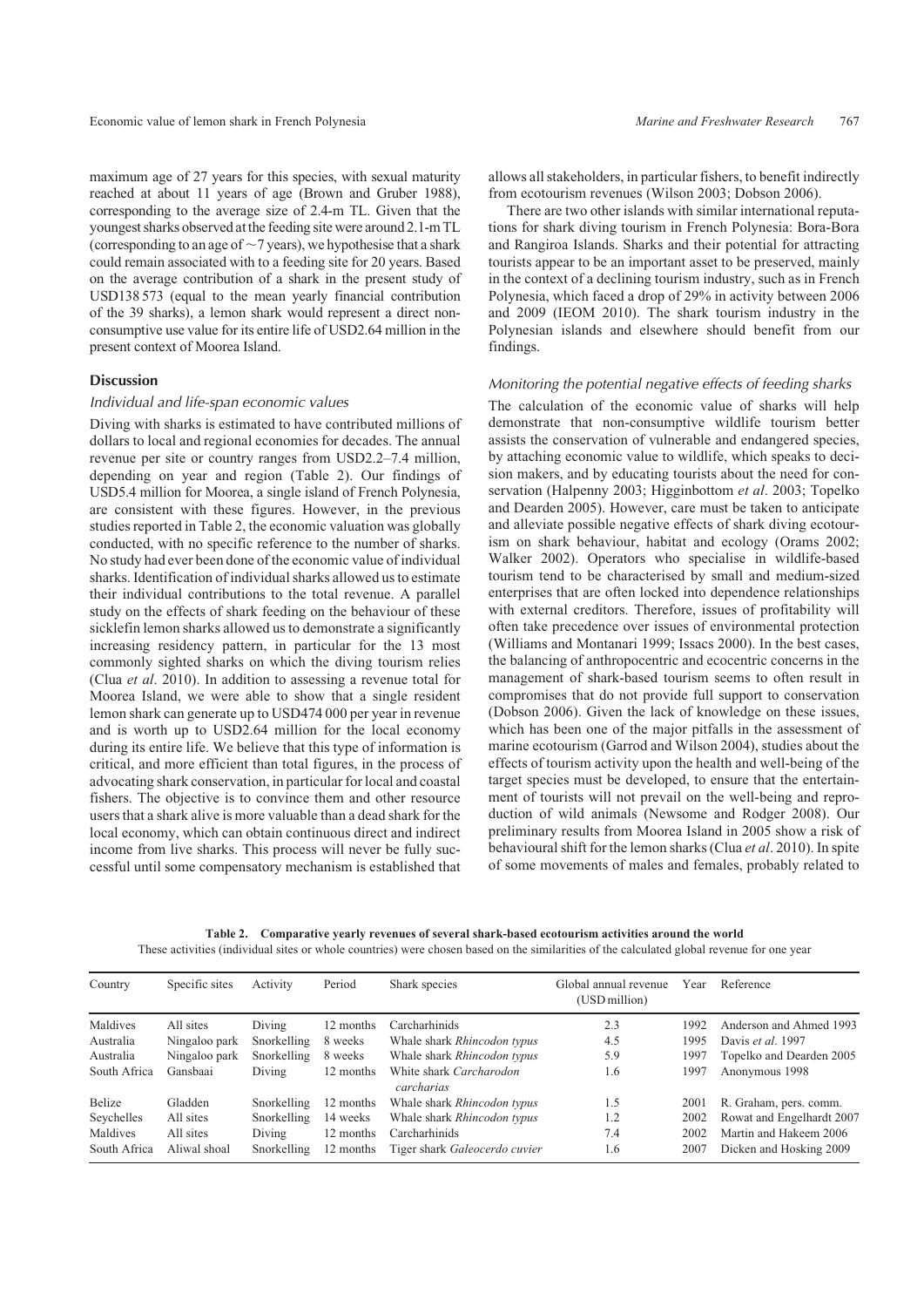maximum age of 27 years for this species, with sexual maturity reached at about 11 years of age (Brown and Gruber 1988), corresponding to the average size of 2.4-m TL. Given that the youngest sharks observed at the feeding site were around 2.1-m TL (corresponding to an age of ~7 years), we hypothesise that a shark could remain associated with to a feeding site for 20 years. Based on the average contribution of a shark in the present study of USD138 573 (equal to the mean yearly financial contribution of the 39 sharks), a lemon shark would represent a direct non-consumptive use value for its entire life of USD2.64 million in the present context of Moorea Island.

## Discussion

### Individual and life-span economic values

Diving with sharks is estimated to have contributed millions of dollars to local and regional economies for decades. The annual revenue per site or country ranges from USD2.2–7.4 million, depending on year and region (Table 2). Our findings of USD5.4 million for Moorea, a single island of French Polynesia, are consistent with these figures. However, in the previous studies reported in Table 2, the economic valuation was globally conducted, with no specific reference to the number of sharks. No study had ever been done of the economic value of individual sharks. Identification of individual sharks allowed us to estimate their individual contributions to the total revenue. A parallel study on the effects of shark feeding on the behaviour of these sicklefin lemon sharks allowed us to demonstrate a significantly increasing residency pattern, in particular for the 13 most commonly sighted sharks on which the diving tourism relies (Clua *et al*. 2010). In addition to assessing a revenue total for Moorea Island, we were able to show that a single resident lemon shark can generate up to USD474 000 per year in revenue and is worth up to USD2.64 million for the local economy during its entire life. We believe that this type of information is critical, and more efficient than total figures, in the process of advocating shark conservation, in particular for local and coastal fishers. The objective is to convince them and other resource users that a shark alive is more valuable than a dead shark for the local economy, which can obtain continuous direct and indirect income from live sharks. This process will never be fully successful until some compensatory mechanism is established that allows all stakeholders, in particular fishers, to benefit indirectly from ecotourism revenues (Wilson 2003; Dobson 2006).

There are two other islands with similar international reputations for shark diving tourism in French Polynesia: Bora-Bora and Rangiroa Islands. Sharks and their potential for attracting tourists appear to be an important asset to be preserved, mainly in the context of a declining tourism industry, such as in French Polynesia, which faced a drop of 29% in activity between 2006 and 2009 (IEOM 2010). The shark tourism industry in the Polynesian islands and elsewhere should benefit from our findings.

### Monitoring the potential negative effects of feeding sharks

The calculation of the economic value of sharks will help demonstrate that non-consumptive wildlife tourism better assists the conservation of vulnerable and endangered species, by attaching economic value to wildlife, which speaks to decision makers, and by educating tourists about the need for conservation (Halpenny 2003; Higginbottom *et al*. 2003; Topelko and Dearden 2005). However, care must be taken to anticipate and alleviate possible negative effects of shark diving ecotourism on shark behaviour, habitat and ecology (Orams 2002; Walker 2002). Operators who specialise in wildlife-based tourism tend to be characterised by small and medium-sized enterprises that are often locked into dependence relationships with external creditors. Therefore, issues of profitability will often take precedence over issues of environmental protection (Williams and Montanari 1999; Issacs 2000). In the best cases, the balancing of anthropocentric and ecocentric concerns in the management of shark-based tourism seems to often result in compromises that do not provide full support to conservation (Dobson 2006). Given the lack of knowledge on these issues, which has been one of the major pitfalls in the assessment of marine ecotourism (Garrod and Wilson 2004), studies about the effects of tourism activity upon the health and well-being of the target species must be developed, to ensure that the entertainment of tourists will not prevail on the well-being and reproduction of wild animals (Newsome and Rodger 2008). Our preliminary results from Moorea Island in 2005 show a risk of behavioural shift for the lemon sharks (Clua *et al*. 2010). In spite of some movements of males and females, probably related to

**Table 2. Comparative yearly revenues of several shark-based ecotourism activities around the world**
These activities (individual sites or whole countries) were chosen based on the similarities of the calculated global revenue for one year

| Country | Specific sites | Activity | Period | Shark species | Global annual revenue (USD million) | Year | Reference |
|---|---|---|---|---|---|---|---|
| Maldives | All sites | Diving | 12 months | Carcharhinids | 2.3 | 1992 | Anderson and Ahmed 1993 |
| Australia | Ningaloo park | Snorkelling | 8 weeks | Whale shark *Rhincodon typus* | 4.5 | 1995 | Davis *et al*. 1997 |
| Australia | Ningaloo park | Snorkelling | 8 weeks | Whale shark *Rhincodon typus* | 5.9 | 1997 | Topelko and Dearden 2005 |
| South Africa | Gansbaai | Diving | 12 months | White shark *Carcharodon carcharias* | 1.6 | 1997 | Anonymous 1998 |
| Belize | Gladden | Snorkelling | 12 months | Whale shark *Rhincodon typus* | 1.5 | 2001 | R. Graham, pers. comm. |
| Seychelles | All sites | Snorkelling | 14 weeks | Whale shark *Rhincodon typus* | 1.2 | 2002 | Rowat and Engelhardt 2007 |
| Maldives | All sites | Diving | 12 months | Carcharhinids | 7.4 | 2002 | Martin and Hakeem 2006 |
| South Africa | Aliwal shoal | Snorkelling | 12 months | Tiger shark *Galeocerdo cuvier* | 1.6 | 2007 | Dicken and Hosking 2009 |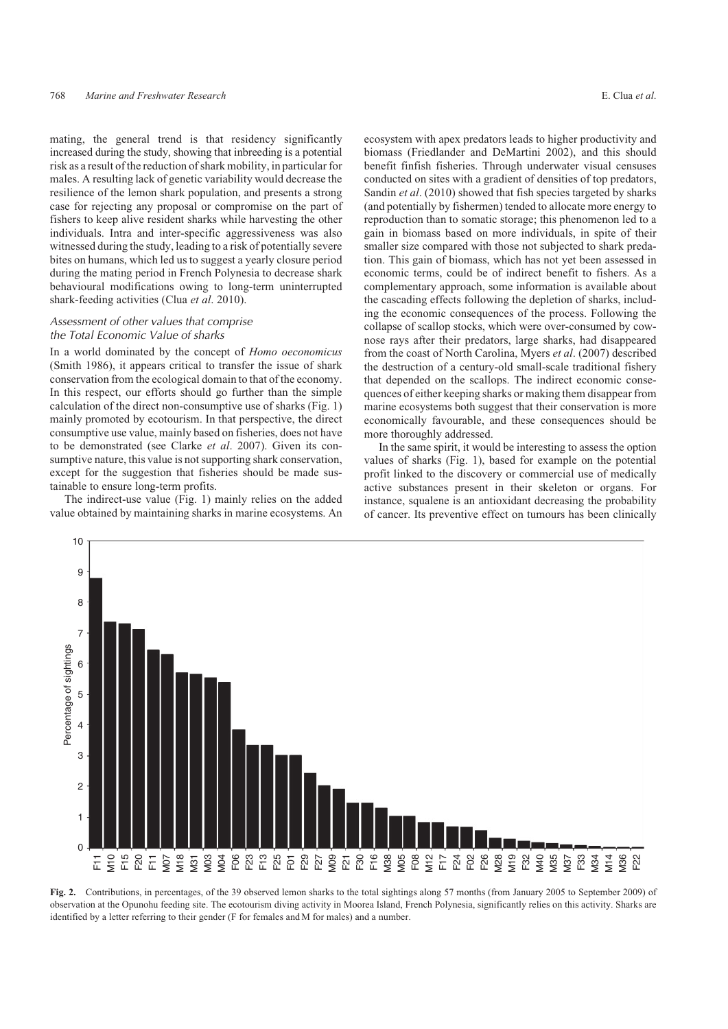mating, the general trend is that residency significantly increased during the study, showing that inbreeding is a potential risk as a result of the reduction of shark mobility, in particular for males. A resulting lack of genetic variability would decrease the resilience of the lemon shark population, and presents a strong case for rejecting any proposal or compromise on the part of fishers to keep alive resident sharks while harvesting the other individuals. Intra and inter-specific aggressiveness was also witnessed during the study, leading to a risk of potentially severe bites on humans, which led us to suggest a yearly closure period during the mating period in French Polynesia to decrease shark behavioural modifications owing to long-term uninterrupted shark-feeding activities (Clua *et al*. 2010).

### *Assessment of other values that comprise the Total Economic Value of sharks*

In a world dominated by the concept of *Homo oeconomicus* (Smith 1986), it appears critical to transfer the issue of shark conservation from the ecological domain to that of the economy. In this respect, our efforts should go further than the simple calculation of the direct non-consumptive use of sharks (Fig. 1) mainly promoted by ecotourism. In that perspective, the direct consumptive use value, mainly based on fisheries, does not have to be demonstrated (see Clarke *et al*. 2007). Given its consumptive nature, this value is not supporting shark conservation, except for the suggestion that fisheries should be made sustainable to ensure long-term profits.

The indirect-use value (Fig. 1) mainly relies on the added value obtained by maintaining sharks in marine ecosystems. An ecosystem with apex predators leads to higher productivity and biomass (Friedlander and DeMartini 2002), and this should benefit finfish fisheries. Through underwater visual censuses conducted on sites with a gradient of densities of top predators, Sandin *et al*. (2010) showed that fish species targeted by sharks (and potentially by fishermen) tended to allocate more energy to reproduction than to somatic storage; this phenomenon led to a gain in biomass based on more individuals, in spite of their smaller size compared with those not subjected to shark predation. This gain of biomass, which has not yet been assessed in economic terms, could be of indirect benefit to fishers. As a complementary approach, some information is available about the cascading effects following the depletion of sharks, including the economic consequences of the process. Following the collapse of scallop stocks, which were over-consumed by cownose rays after their predators, large sharks, had disappeared from the coast of North Carolina, Myers *et al*. (2007) described the destruction of a century-old small-scale traditional fishery that depended on the scallops. The indirect economic consequences of either keeping sharks or making them disappear from marine ecosystems both suggest that their conservation is more economically favourable, and these consequences should be more thoroughly addressed.

In the same spirit, it would be interesting to assess the option values of sharks (Fig. 1), based for example on the potential profit linked to the discovery or commercial use of medically active substances present in their skeleton or organs. For instance, squalene is an antioxidant decreasing the probability of cancer. Its preventive effect on tumours has been clinically

**Fig. 2.** Contributions, in percentages, of the 39 observed lemon sharks to the total sightings along 57 months (from January 2005 to September 2009) of observation at the Opunohu feeding site. The ecotourism diving activity in Moorea Island, French Polynesia, significantly relies on this activity. Sharks are identified by a letter referring to their gender (F for females and M for males) and a number.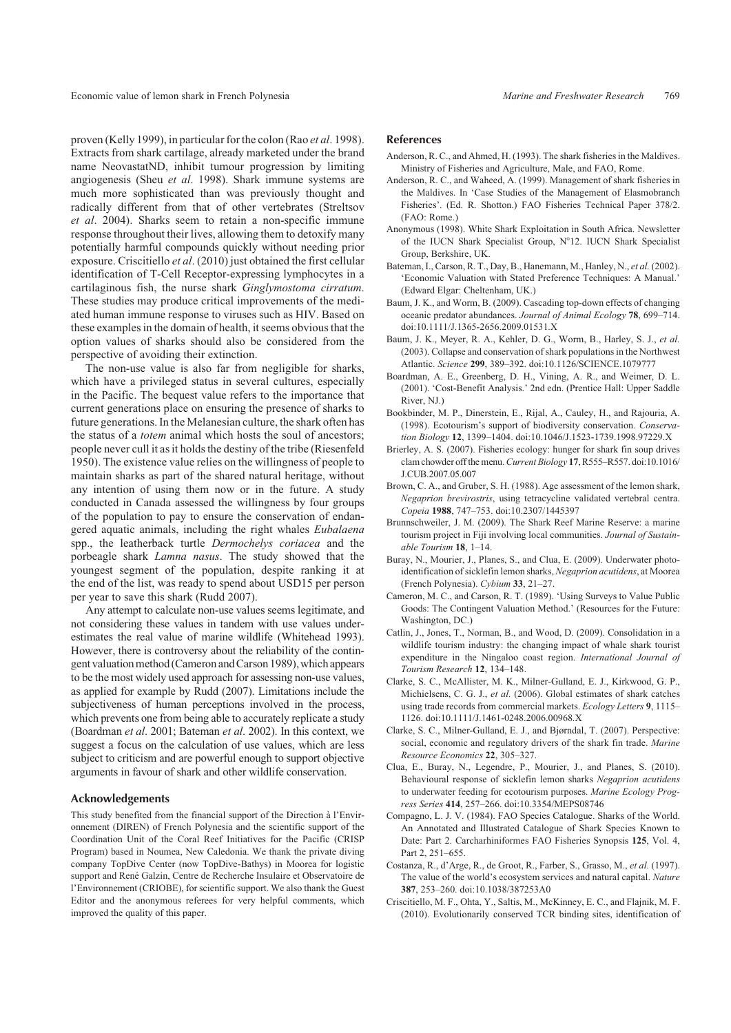proven (Kelly 1999), in particular for the colon (Rao *et al*. 1998). Extracts from shark cartilage, already marketed under the brand name NeovastatND, inhibit tumour progression by limiting angiogenesis (Sheu *et al*. 1998). Shark immune systems are much more sophisticated than was previously thought and radically different from that of other vertebrates (Streltsov *et al*. 2004). Sharks seem to retain a non-specific immune response throughout their lives, allowing them to detoxify many potentially harmful compounds quickly without needing prior exposure. Criscitiello *et al*. (2010) just obtained the first cellular identification of T-Cell Receptor-expressing lymphocytes in a cartilaginous fish, the nurse shark *Ginglymostoma cirratum*. These studies may produce critical improvements of the mediated human immune response to viruses such as HIV. Based on these examples in the domain of health, it seems obvious that the option values of sharks should also be considered from the perspective of avoiding their extinction.

The non-use value is also far from negligible for sharks, which have a privileged status in several cultures, especially in the Pacific. The bequest value refers to the importance that current generations place on ensuring the presence of sharks to future generations. In the Melanesian culture, the shark often has the status of a *totem* animal which hosts the soul of ancestors; people never cull it as it holds the destiny of the tribe (Riesenfeld 1950). The existence value relies on the willingness of people to maintain sharks as part of the shared natural heritage, without any intention of using them now or in the future. A study conducted in Canada assessed the willingness by four groups of the population to pay to ensure the conservation of endangered aquatic animals, including the right whales *Eubalaena* spp., the leatherback turtle *Dermochelys coriacea* and the porbeagle shark *Lamna nasus*. The study showed that the youngest segment of the population, despite ranking it at the end of the list, was ready to spend about USD15 per person per year to save this shark (Rudd 2007).

Any attempt to calculate non-use values seems legitimate, and not considering these values in tandem with use values underestimates the real value of marine wildlife (Whitehead 1993). However, there is controversy about the reliability of the contingent valuation method (Cameron and Carson 1989), which appears to be the most widely used approach for assessing non-use values, as applied for example by Rudd (2007). Limitations include the subjectiveness of human perceptions involved in the process, which prevents one from being able to accurately replicate a study (Boardman *et al*. 2001; Bateman *et al*. 2002). In this context, we suggest a focus on the calculation of use values, which are less subject to criticism and are powerful enough to support objective arguments in favour of shark and other wildlife conservation.

## Acknowledgements

This study benefited from the financial support of the Direction à l'Environnement (DIREN) of French Polynesia and the scientific support of the Coordination Unit of the Coral Reef Initiatives for the Pacific (CRISP Program) based in Noumea, New Caledonia. We thank the private diving company TopDive Center (now TopDive-Bathys) in Moorea for logistic support and René Galzin, Centre de Recherche Insulaire et Observatoire de l'Environnement (CRIOBE), for scientific support. We also thank the Guest Editor and the anonymous referees for very helpful comments, which improved the quality of this paper.

## References

Anderson, R. C., and Ahmed, H. (1993). The shark fisheries in the Maldives. Ministry of Fisheries and Agriculture, Male, and FAO, Rome.

Anderson, R. C., and Waheed, A. (1999). Management of shark fisheries in the Maldives. In 'Case Studies of the Management of Elasmobranch Fisheries'. (Ed. R. Shotton.) FAO Fisheries Technical Paper 378/2. (FAO: Rome.)

Anonymous (1998). White Shark Exploitation in South Africa. Newsletter of the IUCN Shark Specialist Group, N°12. IUCN Shark Specialist Group, Berkshire, UK.

Bateman, I., Carson, R. T., Day, B., Hanemann, M., Hanley, N., *et al.* (2002). 'Economic Valuation with Stated Preference Techniques: A Manual.' (Edward Elgar: Cheltenham, UK.)

Baum, J. K., and Worm, B. (2009). Cascading top-down effects of changing oceanic predator abundances. *Journal of Animal Ecology* **78**, 699–714. doi:10.1111/J.1365-2656.2009.01531.X

Baum, J. K., Meyer, R. A., Kehler, D. G., Worm, B., Harley, S. J., *et al.* (2003). Collapse and conservation of shark populations in the Northwest Atlantic. *Science* **299**, 389–392. doi:10.1126/SCIENCE.1079777

Boardman, A. E., Greenberg, D. H., Vining, A. R., and Weimer, D. L. (2001). 'Cost-Benefit Analysis.' 2nd edn. (Prentice Hall: Upper Saddle River, NJ.)

Bookbinder, M. P., Dinerstein, E., Rijal, A., Cauley, H., and Rajouria, A. (1998). Ecotourism's support of biodiversity conservation. *Conservation Biology* **12**, 1399–1404. doi:10.1046/J.1523-1739.1998.97229.X

Brierley, A. S. (2007). Fisheries ecology: hunger for shark fin soup drives clam chowder off the menu. *Current Biology* **17**, R555–R557. doi:10.1016/J.CUB.2007.05.007

Brown, C. A., and Gruber, S. H. (1988). Age assessment of the lemon shark, *Negaprion brevirostris*, using tetracycline validated vertebral centra. *Copeia* **1988**, 747–753. doi:10.2307/1445397

Brunnschweiler, J. M. (2009). The Shark Reef Marine Reserve: a marine tourism project in Fiji involving local communities. *Journal of Sustainable Tourism* **18**, 1–14.

Buray, N., Mourier, J., Planes, S., and Clua, E. (2009). Underwater photo-identification of sicklefin lemon sharks, *Negaprion acutidens*, at Moorea (French Polynesia). *Cybium* **33**, 21–27.

Cameron, M. C., and Carson, R. T. (1989). 'Using Surveys to Value Public Goods: The Contingent Valuation Method.' (Resources for the Future: Washington, DC.)

Catlin, J., Jones, T., Norman, B., and Wood, D. (2009). Consolidation in a wildlife tourism industry: the changing impact of whale shark tourist expenditure in the Ningaloo coast region. *International Journal of Tourism Research* **12**, 134–148.

Clarke, S. C., McAllister, M. K., Milner-Gulland, E. J., Kirkwood, G. P., Michielsens, C. G. J., *et al.* (2006). Global estimates of shark catches using trade records from commercial markets. *Ecology Letters* **9**, 1115–1126. doi:10.1111/J.1461-0248.2006.00968.X

Clarke, S. C., Milner-Gulland, E. J., and Bjørndal, T. (2007). Perspective: social, economic and regulatory drivers of the shark fin trade. *Marine Resource Economics* **22**, 305–327.

Clua, E., Buray, N., Legendre, P., Mourier, J., and Planes, S. (2010). Behavioural response of sicklefin lemon sharks *Negaprion acutidens* to underwater feeding for ecotourism purposes. *Marine Ecology Progress Series* **414**, 257–266. doi:10.3354/MEPS08746

Compagno, L. J. V. (1984). FAO Species Catalogue. Sharks of the World. An Annotated and Illustrated Catalogue of Shark Species Known to Date: Part 2. Carcharhiniformes FAO Fisheries Synopsis **125**, Vol. 4, Part 2, 251–655.

Costanza, R., d'Arge, R., de Groot, R., Farber, S., Grasso, M., *et al.* (1997). The value of the world's ecosystem services and natural capital. *Nature* **387**, 253–260. doi:10.1038/387253A0

Criscitiello, M. F., Ohta, Y., Saltis, M., McKinney, E. C., and Flajnik, M. F. (2010). Evolutionarily conserved TCR binding sites, identification of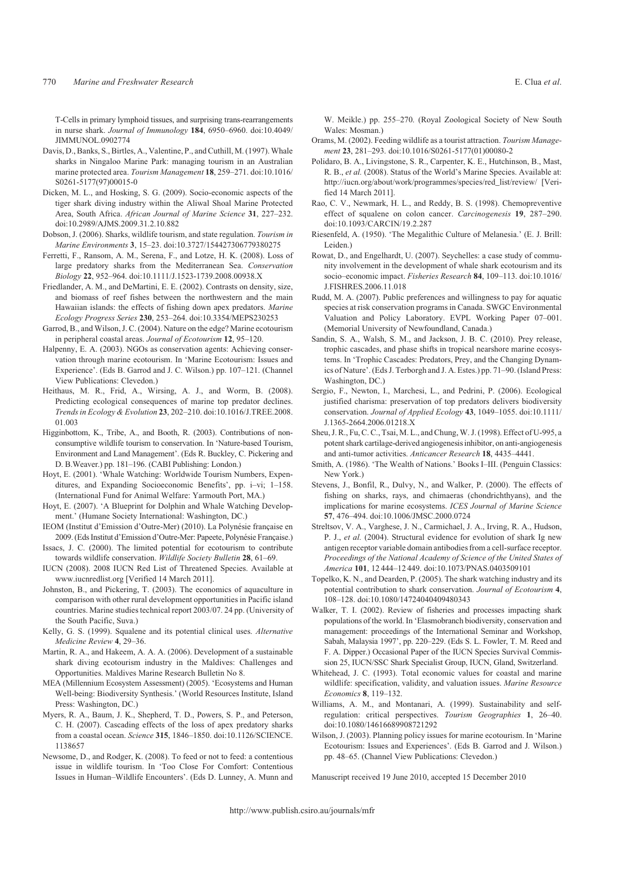T-Cells in primary lymphoid tissues, and surprising trans-rearrangements in nurse shark. *Journal of Immunology* **184**, 6950–6960. doi:10.4049/JIMMUNOL.0902774

Davis, D., Banks, S., Birtles, A., Valentine, P., and Cuthill, M. (1997). Whale sharks in Ningaloo Marine Park: managing tourism in an Australian marine protected area. *Tourism Management* **18**, 259–271. doi:10.1016/S0261-5177(97)00015-0

Dicken, M. L., and Hosking, S. G. (2009). Socio-economic aspects of the tiger shark diving industry within the Aliwal Shoal Marine Protected Area, South Africa. *African Journal of Marine Science* **31**, 227–232. doi:10.2989/AJMS.2009.31.2.10.882

Dobson, J. (2006). Sharks, wildlife tourism, and state regulation. *Tourism in Marine Environments* **3**, 15–23. doi:10.3727/154427306779380275

Ferretti, F., Ransom, A. M., Serena, F., and Lotze, H. K. (2008). Loss of large predatory sharks from the Mediterranean Sea. *Conservation Biology* **22**, 952–964. doi:10.1111/J.1523-1739.2008.00938.X

Friedlander, A. M., and DeMartini, E. E. (2002). Contrasts on density, size, and biomass of reef fishes between the northwestern and the main Hawaiian islands: the effects of fishing down apex predators. *Marine Ecology Progress Series* **230**, 253–264. doi:10.3354/MEPS230253

Garrod, B., and Wilson, J. C. (2004). Nature on the edge? Marine ecotourism in peripheral coastal areas. *Journal of Ecotourism* **12**, 95–120.

Halpenny, E. A. (2003). NGOs as conservation agents: Achieving conservation through marine ecotourism. In 'Marine Ecotourism: Issues and Experience'. (Eds B. Garrod and J. C. Wilson.) pp. 107–121. (Channel View Publications: Clevedon.)

Heithaus, M. R., Frid, A., Wirsing, A. J., and Worm, B. (2008). Predicting ecological consequences of marine top predator declines. *Trends in Ecology & Evolution* **23**, 202–210. doi:10.1016/J.TREE.2008.01.003

Higginbottom, K., Tribe, A., and Booth, R. (2003). Contributions of non-consumptive wildlife tourism to conservation. In 'Nature-based Tourism, Environment and Land Management'. (Eds R. Buckley, C. Pickering and D. B.Weaver.) pp. 181–196. (CABI Publishing: London.)

Hoyt, E. (2001). 'Whale Watching: Worldwide Tourism Numbers, Expenditures, and Expanding Socioeconomic Benefits', pp. i–vi; 1–158. (International Fund for Animal Welfare: Yarmouth Port, MA.)

Hoyt, E. (2007). 'A Blueprint for Dolphin and Whale Watching Development.' (Humane Society International: Washington, DC.)

IEOM (Institut d'Emission d'Outre-Mer) (2010). La Polynésie française en 2009. (Eds Institut d'Emission d'Outre-Mer: Papeete, Polynésie Française.)

Issacs, J. C. (2000). The limited potential for ecotourism to contribute towards wildlife conservation. *Wildlife Society Bulletin* **28**, 61–69.

IUCN (2008). 2008 IUCN Red List of Threatened Species. Available at www.iucnredlist.org [Verified 14 March 2011].

Johnston, B., and Pickering, T. (2003). The economics of aquaculture in comparison with other rural development opportunities in Pacific island countries. Marine studies technical report 2003/07. 24 pp. (University of the South Pacific, Suva.)

Kelly, G. S. (1999). Squalene and its potential clinical uses. *Alternative Medicine Review* **4**, 29–36.

Martin, R. A., and Hakeem, A. A. A. (2006). Development of a sustainable shark diving ecotourism industry in the Maldives: Challenges and Opportunities. Maldives Marine Research Bulletin No 8.

MEA (Millennium Ecosystem Assessment) (2005). 'Ecosystems and Human Well-being: Biodiversity Synthesis.' (World Resources Institute, Island Press: Washington, DC.)

Myers, R. A., Baum, J. K., Shepherd, T. D., Powers, S. P., and Peterson, C. H. (2007). Cascading effects of the loss of apex predatory sharks from a coastal ocean. *Science* **315**, 1846–1850. doi:10.1126/SCIENCE.1138657

Newsome, D., and Rodger, K. (2008). To feed or not to feed: a contentious issue in wildlife tourism. In 'Too Close For Comfort: Contentious Issues in Human–Wildlife Encounters'. (Eds D. Lunney, A. Munn and W. Meikle.) pp. 255–270. (Royal Zoological Society of New South Wales: Mosman.)

Orams, M. (2002). Feeding wildlife as a tourist attraction. *Tourism Management* **23**, 281–293. doi:10.1016/S0261-5177(01)00080-2

Polidaro, B. A., Livingstone, S. R., Carpenter, K. E., Hutchinson, B., Mast, R. B., *et al.* (2008). Status of the World's Marine Species. Available at: http://iucn.org/about/work/programmes/species/red_list/review/ [Verified 14 March 2011].

Rao, C. V., Newmark, H. L., and Reddy, B. S. (1998). Chemopreventive effect of squalene on colon cancer. *Carcinogenesis* **19**, 287–290. doi:10.1093/CARCIN/19.2.287

Riesenfeld, A. (1950). 'The Megalithic Culture of Melanesia.' (E. J. Brill: Leiden.)

Rowat, D., and Engelhardt, U. (2007). Seychelles: a case study of community involvement in the development of whale shark ecotourism and its socio–economic impact. *Fisheries Research* **84**, 109–113. doi:10.1016/J.FISHRES.2006.11.018

Rudd, M. A. (2007). Public preferences and willingness to pay for aquatic species at risk conservation programs in Canada. SWGC Environmental Valuation and Policy Laboratory. EVPL Working Paper 07–001. (Memorial University of Newfoundland, Canada.)

Sandin, S. A., Walsh, S. M., and Jackson, J. B. C. (2010). Prey release, trophic cascades, and phase shifts in tropical nearshore marine ecosystems. In 'Trophic Cascades: Predators, Prey, and the Changing Dynamics of Nature'. (Eds J. Terborgh and J. A. Estes.) pp. 71–90. (Island Press: Washington, DC.)

Sergio, F., Newton, I., Marchesi, L., and Pedrini, P. (2006). Ecological justified charisma: preservation of top predators delivers biodiversity conservation. *Journal of Applied Ecology* **43**, 1049–1055. doi:10.1111/J.1365-2664.2006.01218.X

Sheu, J. R., Fu, C. C., Tsai, M. L., and Chung, W. J. (1998). Effect of U-995, a potent shark cartilage-derived angiogenesis inhibitor, on anti-angiogenesis and anti-tumor activities. *Anticancer Research* **18**, 4435–4441.

Smith, A. (1986). 'The Wealth of Nations.' Books I–III. (Penguin Classics: New York.)

Stevens, J., Bonfil, R., Dulvy, N., and Walker, P. (2000). The effects of fishing on sharks, rays, and chimaeras (chondrichthyans), and the implications for marine ecosystems. *ICES Journal of Marine Science* **57**, 476–494. doi:10.1006/JMSC.2000.0724

Streltsov, V. A., Varghese, J. N., Carmichael, J. A., Irving, R. A., Hudson, P. J., *et al.* (2004). Structural evidence for evolution of shark Ig new antigen receptor variable domain antibodies from a cell-surface receptor. *Proceedings of the National Academy of Science of the United States of America* **101**, 12 444–12 449. doi:10.1073/PNAS.0403509101

Topelko, K. N., and Dearden, P. (2005). The shark watching industry and its potential contribution to shark conservation. *Journal of Ecotourism* **4**, 108–128. doi:10.1080/14724040409480343

Walker, T. I. (2002). Review of fisheries and processes impacting shark populations of the world. In 'Elasmobranch biodiversity, conservation and management: proceedings of the International Seminar and Workshop, Sabah, Malaysia 1997', pp. 220–229. (Eds S. L. Fowler, T. M. Reed and F. A. Dipper.) Occasional Paper of the IUCN Species Survival Commission 25, IUCN/SSC Shark Specialist Group, IUCN, Gland, Switzerland.

Whitehead, J. C. (1993). Total economic values for coastal and marine wildlife: specification, validity, and valuation issues. *Marine Resource Economics* **8**, 119–132.

Williams, A. M., and Montanari, A. (1999). Sustainability and self-regulation: critical perspectives. *Tourism Geographies* **1**, 26–40. doi:10.1080/14616689908721292

Wilson, J. (2003). Planning policy issues for marine ecotourism. In 'Marine Ecotourism: Issues and Experiences'. (Eds B. Garrod and J. Wilson.) pp. 48–65. (Channel View Publications: Clevedon.)

Manuscript received 19 June 2010, accepted 15 December 2010